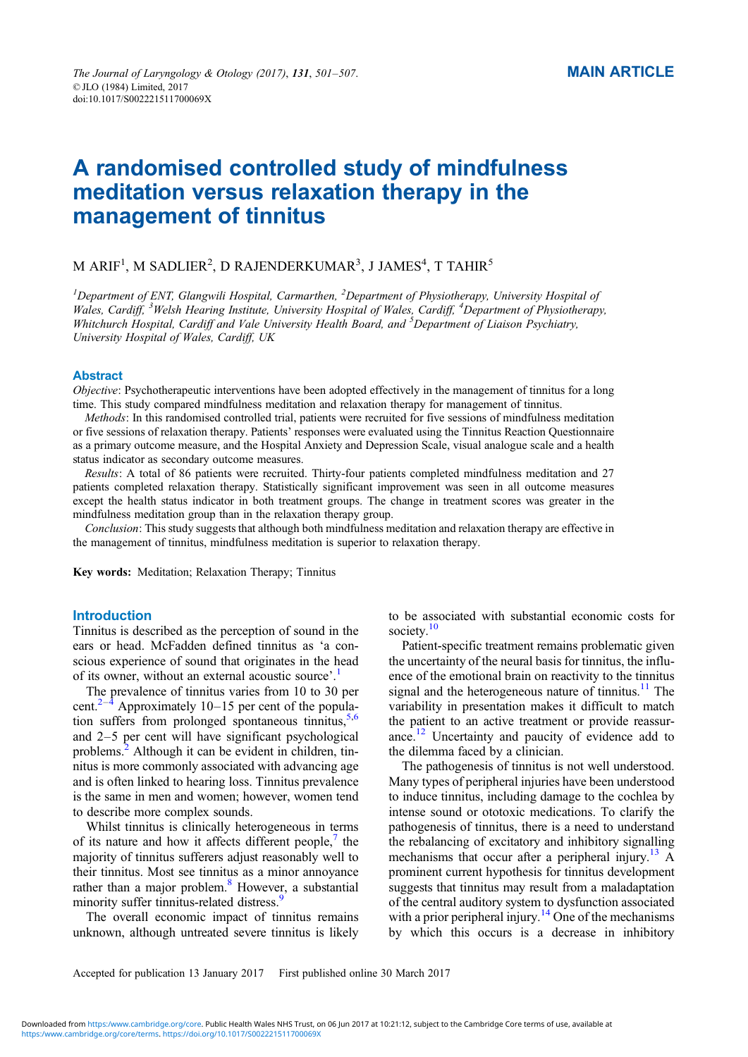# A randomised controlled study of mindfulness meditation versus relaxation therapy in the management of tinnitus

M ARIF[1], M SADLIER[2], D RAJENDERKUMAR[3], J JAMES[4], T TAHIR[5]

[1]Department of ENT, Glangwili Hospital, Carmarthen, [2]Department of Physiotherapy, University Hospital of Wales, Cardiff, [3]Welsh Hearing Institute, University Hospital of Wales, Cardiff, [4]Department of Physiotherapy, Whitchurch Hospital, Cardiff and Vale University Health Board, and [5]Department of Liaison Psychiatry, University Hospital of Wales, Cardiff, UK

## Abstract

*Objective*: Psychotherapeutic interventions have been adopted effectively in the management of tinnitus for a long time. This study compared mindfulness meditation and relaxation therapy for management of tinnitus.

*Methods*: In this randomised controlled trial, patients were recruited for five sessions of mindfulness meditation or five sessions of relaxation therapy. Patients' responses were evaluated using the Tinnitus Reaction Questionnaire as a primary outcome measure, and the Hospital Anxiety and Depression Scale, visual analogue scale and a health status indicator as secondary outcome measures.

*Results*: A total of 86 patients were recruited. Thirty-four patients completed mindfulness meditation and 27 patients completed relaxation therapy. Statistically significant improvement was seen in all outcome measures except the health status indicator in both treatment groups. The change in treatment scores was greater in the mindfulness meditation group than in the relaxation therapy group.

*Conclusion*: This study suggests that although both mindfulness meditation and relaxation therapy are effective in the management of tinnitus, mindfulness meditation is superior to relaxation therapy.

**Key words:** Meditation; Relaxation Therapy; Tinnitus

## Introduction

Tinnitus is described as the perception of sound in the ears or head. McFadden defined tinnitus as 'a conscious experience of sound that originates in the head of its owner, without an external acoustic source'.[1]

The prevalence of tinnitus varies from 10 to 30 per cent.[2–4] Approximately 10–15 per cent of the population suffers from prolonged spontaneous tinnitus,[5,6] and 2–5 per cent will have significant psychological problems.[2] Although it can be evident in children, tinnitus is more commonly associated with advancing age and is often linked to hearing loss. Tinnitus prevalence is the same in men and women; however, women tend to describe more complex sounds.

Whilst tinnitus is clinically heterogeneous in terms of its nature and how it affects different people,[7] the majority of tinnitus sufferers adjust reasonably well to their tinnitus. Most see tinnitus as a minor annoyance rather than a major problem.[8] However, a substantial minority suffer tinnitus-related distress.[9]

The overall economic impact of tinnitus remains unknown, although untreated severe tinnitus is likely to be associated with substantial economic costs for society.[10]

Patient-specific treatment remains problematic given the uncertainty of the neural basis for tinnitus, the influence of the emotional brain on reactivity to the tinnitus signal and the heterogeneous nature of tinnitus.[11] The variability in presentation makes it difficult to match the patient to an active treatment or provide reassurance.[12] Uncertainty and paucity of evidence add to the dilemma faced by a clinician.

The pathogenesis of tinnitus is not well understood. Many types of peripheral injuries have been understood to induce tinnitus, including damage to the cochlea by intense sound or ototoxic medications. To clarify the pathogenesis of tinnitus, there is a need to understand the rebalancing of excitatory and inhibitory signalling mechanisms that occur after a peripheral injury.[13] A prominent current hypothesis for tinnitus development suggests that tinnitus may result from a maladaptation of the central auditory system to dysfunction associated with a prior peripheral injury.[14] One of the mechanisms by which this occurs is a decrease in inhibitory

Accepted for publication 13 January 2017 First published online 30 March 2017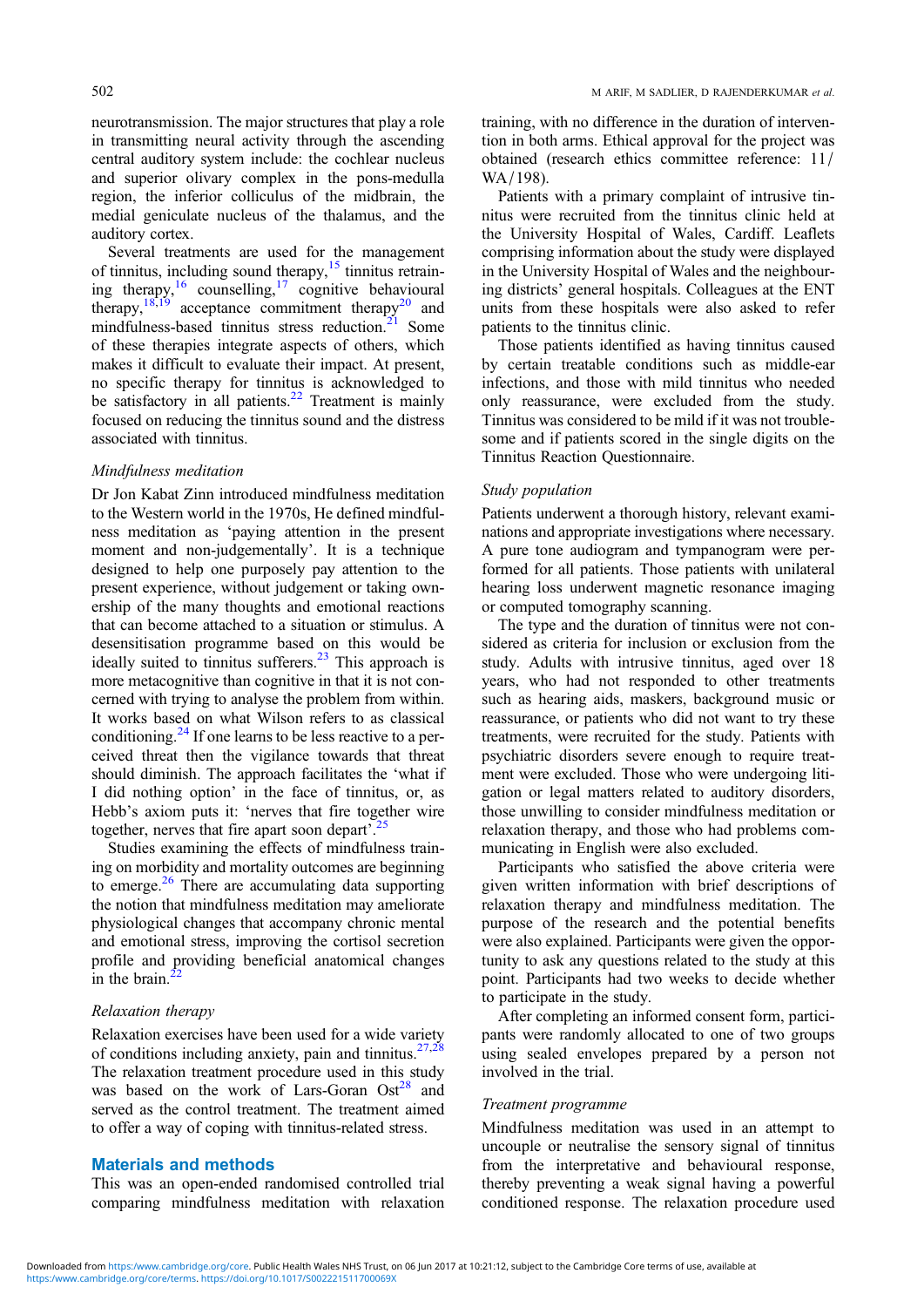neurotransmission. The major structures that play a role in transmitting neural activity through the ascending central auditory system include: the cochlear nucleus and superior olivary complex in the pons-medulla region, the inferior colliculus of the midbrain, the medial geniculate nucleus of the thalamus, and the auditory cortex.

Several treatments are used for the management of tinnitus, including sound therapy,[15] tinnitus retraining therapy,[16] counselling,[17] cognitive behavioural therapy,[18,19] acceptance commitment therapy[20] and mindfulness-based tinnitus stress reduction.[21] Some of these therapies integrate aspects of others, which makes it difficult to evaluate their impact. At present, no specific therapy for tinnitus is acknowledged to be satisfactory in all patients.[22] Treatment is mainly focused on reducing the tinnitus sound and the distress associated with tinnitus.

### Mindfulness meditation

Dr Jon Kabat Zinn introduced mindfulness meditation to the Western world in the 1970s, He defined mindfulness meditation as 'paying attention in the present moment and non-judgementally'. It is a technique designed to help one purposely pay attention to the present experience, without judgement or taking ownership of the many thoughts and emotional reactions that can become attached to a situation or stimulus. A desensitisation programme based on this would be ideally suited to tinnitus sufferers.[23] This approach is more metacognitive than cognitive in that it is not concerned with trying to analyse the problem from within. It works based on what Wilson refers to as classical conditioning.[24] If one learns to be less reactive to a perceived threat then the vigilance towards that threat should diminish. The approach facilitates the 'what if I did nothing option' in the face of tinnitus, or, as Hebb's axiom puts it: 'nerves that fire together wire together, nerves that fire apart soon depart'.[25]

Studies examining the effects of mindfulness training on morbidity and mortality outcomes are beginning to emerge.[26] There are accumulating data supporting the notion that mindfulness meditation may ameliorate physiological changes that accompany chronic mental and emotional stress, improving the cortisol secretion profile and providing beneficial anatomical changes in the brain.[22]

### Relaxation therapy

Relaxation exercises have been used for a wide variety of conditions including anxiety, pain and tinnitus.[27,28] The relaxation treatment procedure used in this study was based on the work of Lars-Goran Ost[28] and served as the control treatment. The treatment aimed to offer a way of coping with tinnitus-related stress.

## Materials and methods

This was an open-ended randomised controlled trial comparing mindfulness meditation with relaxation training, with no difference in the duration of intervention in both arms. Ethical approval for the project was obtained (research ethics committee reference: 11/WA/198).

Patients with a primary complaint of intrusive tinnitus were recruited from the tinnitus clinic held at the University Hospital of Wales, Cardiff. Leaflets comprising information about the study were displayed in the University Hospital of Wales and the neighbouring districts' general hospitals. Colleagues at the ENT units from these hospitals were also asked to refer patients to the tinnitus clinic.

Those patients identified as having tinnitus caused by certain treatable conditions such as middle-ear infections, and those with mild tinnitus who needed only reassurance, were excluded from the study. Tinnitus was considered to be mild if it was not troublesome and if patients scored in the single digits on the Tinnitus Reaction Questionnaire.

### Study population

Patients underwent a thorough history, relevant examinations and appropriate investigations where necessary. A pure tone audiogram and tympanogram were performed for all patients. Those patients with unilateral hearing loss underwent magnetic resonance imaging or computed tomography scanning.

The type and the duration of tinnitus were not considered as criteria for inclusion or exclusion from the study. Adults with intrusive tinnitus, aged over 18 years, who had not responded to other treatments such as hearing aids, maskers, background music or reassurance, or patients who did not want to try these treatments, were recruited for the study. Patients with psychiatric disorders severe enough to require treatment were excluded. Those who were undergoing litigation or legal matters related to auditory disorders, those unwilling to consider mindfulness meditation or relaxation therapy, and those who had problems communicating in English were also excluded.

Participants who satisfied the above criteria were given written information with brief descriptions of relaxation therapy and mindfulness meditation. The purpose of the research and the potential benefits were also explained. Participants were given the opportunity to ask any questions related to the study at this point. Participants had two weeks to decide whether to participate in the study.

After completing an informed consent form, participants were randomly allocated to one of two groups using sealed envelopes prepared by a person not involved in the trial.

### Treatment programme

Mindfulness meditation was used in an attempt to uncouple or neutralise the sensory signal of tinnitus from the interpretative and behavioural response, thereby preventing a weak signal having a powerful conditioned response. The relaxation procedure used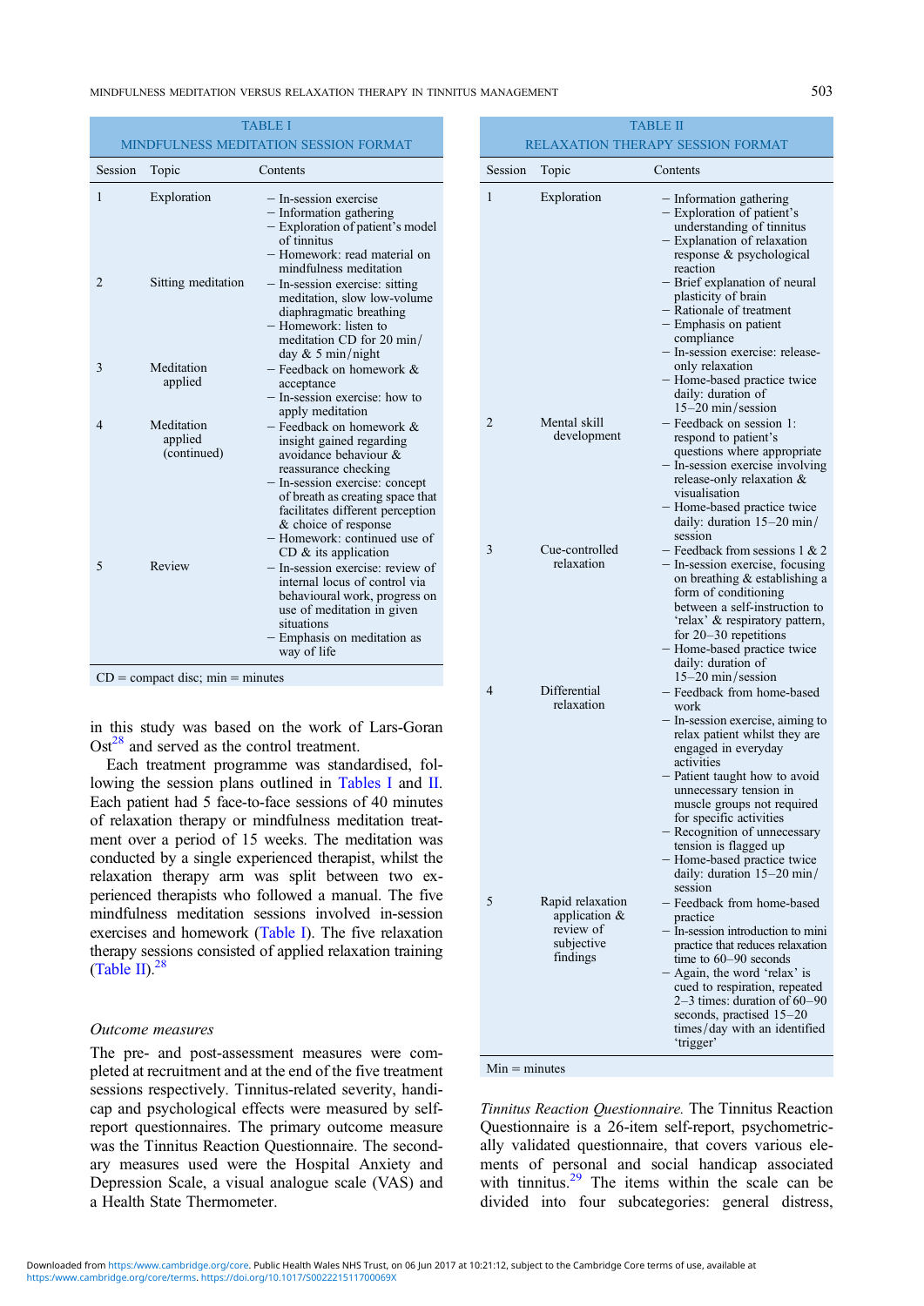TABLE I
MINDFULNESS MEDITATION SESSION FORMAT

| Session | Topic | Contents |
|---|---|---|
| 1 | Exploration | – In-session exercise<br>– Information gathering<br>– Exploration of patient's model of tinnitus<br>– Homework: read material on mindfulness meditation |
| 2 | Sitting meditation | – In-session exercise: sitting meditation, slow low-volume diaphragmatic breathing<br>– Homework: listen to meditation CD for 20 min/day & 5 min/night |
| 3 | Meditation applied | – Feedback on homework & acceptance<br>– In-session exercise: how to apply meditation |
| 4 | Meditation applied (continued) | – Feedback on homework & insight gained regarding avoidance behaviour & reassurance checking<br>– In-session exercise: concept of breath as creating space that facilitates different perception & choice of response<br>– Homework: continued use of CD & its application |
| 5 | Review | – In-session exercise: review of internal locus of control via behavioural work, progress on use of meditation in given situations<br>– Emphasis on meditation as way of life |

CD = compact disc; min = minutes

in this study was based on the work of Lars-Goran Ost[28] and served as the control treatment.

Each treatment programme was standardised, following the session plans outlined in Tables I and II. Each patient had 5 face-to-face sessions of 40 minutes of relaxation therapy or mindfulness meditation treatment over a period of 15 weeks. The meditation was conducted by a single experienced therapist, whilst the relaxation therapy arm was split between two experienced therapists who followed a manual. The five mindfulness meditation sessions involved in-session exercises and homework (Table I). The five relaxation therapy sessions consisted of applied relaxation training (Table II).[28]

### Outcome measures

The pre- and post-assessment measures were completed at recruitment and at the end of the five treatment sessions respectively. Tinnitus-related severity, handicap and psychological effects were measured by self-report questionnaires. The primary outcome measure was the Tinnitus Reaction Questionnaire. The secondary measures used were the Hospital Anxiety and Depression Scale, a visual analogue scale (VAS) and a Health State Thermometer.

TABLE II
RELAXATION THERAPY SESSION FORMAT

| Session | Topic | Contents |
|---|---|---|
| 1 | Exploration | – Information gathering<br>– Exploration of patient's understanding of tinnitus<br>– Explanation of relaxation response & psychological reaction<br>– Brief explanation of neural plasticity of brain<br>– Rationale of treatment<br>– Emphasis on patient compliance<br>– In-session exercise: release-only relaxation<br>– Home-based practice twice daily: duration of 15–20 min/session |
| 2 | Mental skill development | – Feedback on session 1: respond to patient's questions where appropriate<br>– In-session exercise involving release-only relaxation & visualisation<br>– Home-based practice twice daily: duration 15–20 min/session |
| 3 | Cue-controlled relaxation | – Feedback from sessions 1 & 2<br>– In-session exercise, focusing on breathing & establishing a form of conditioning between a self-instruction to 'relax' & respiratory pattern, for 20–30 repetitions<br>– Home-based practice twice daily: duration of 15–20 min/session |
| 4 | Differential relaxation | – Feedback from home-based work<br>– In-session exercise, aiming to relax patient whilst they are engaged in everyday activities<br>– Patient taught how to avoid unnecessary tension in muscle groups not required for specific activities<br>– Recognition of unnecessary tension is flagged up<br>– Home-based practice twice daily: duration 15–20 min/session |
| 5 | Rapid relaxation application & review of subjective findings | – Feedback from home-based practice<br>– In-session introduction to mini practice that reduces relaxation time to 60–90 seconds<br>– Again, the word 'relax' is cued to respiration, repeated 2–3 times: duration of 60–90 seconds, practised 15–20 times/day with an identified 'trigger' |

Min = minutes

*Tinnitus Reaction Questionnaire.* The Tinnitus Reaction Questionnaire is a 26-item self-report, psychometrically validated questionnaire, that covers various elements of personal and social handicap associated with tinnitus.[29] The items within the scale can be divided into four subcategories: general distress,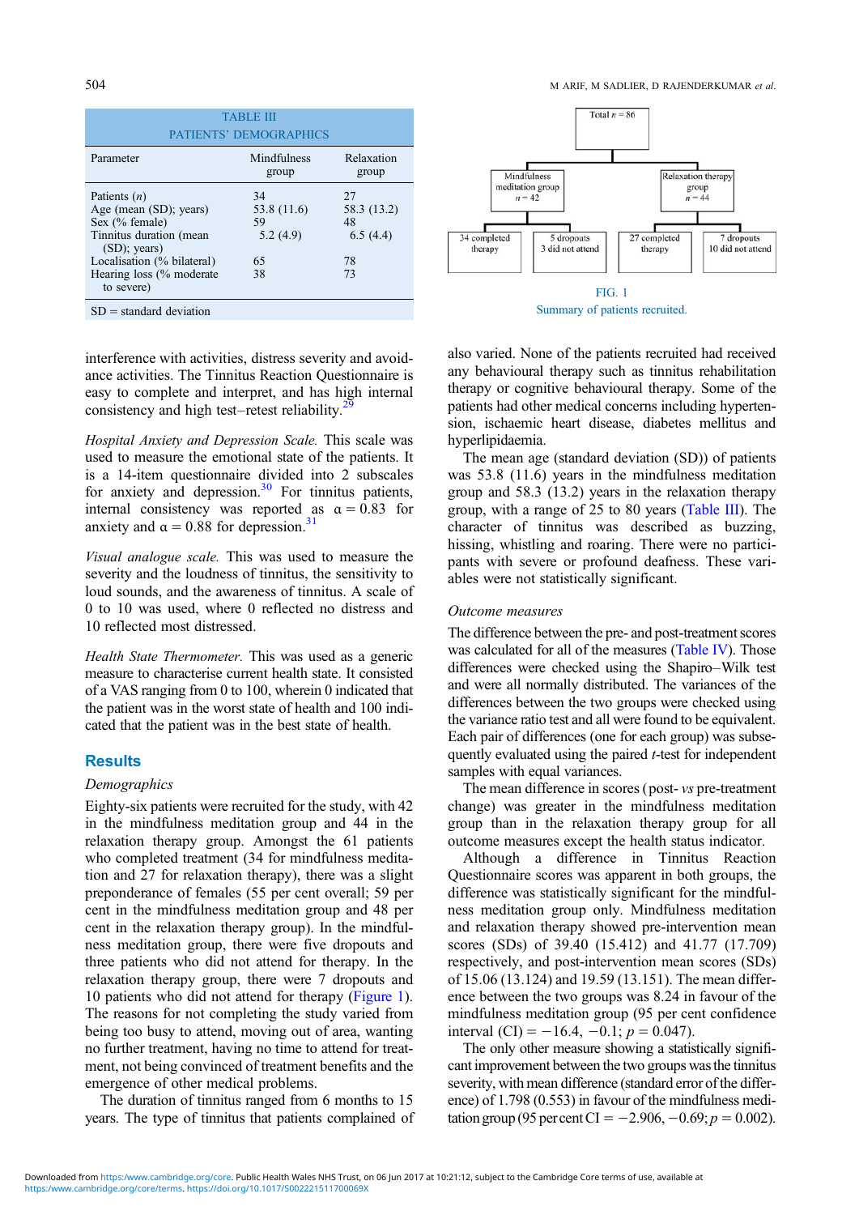TABLE III
PATIENTS' DEMOGRAPHICS

| Parameter | Mindfulness group | Relaxation group |
|---|---|---|
| Patients (*n*) | 34 | 27 |
| Age (mean (SD); years) | 53.8 (11.6) | 58.3 (13.2) |
| Sex (% female) | 59 | 48 |
| Tinnitus duration (mean (SD); years) | 5.2 (4.9) | 6.5 (4.4) |
| Localisation (% bilateral) | 65 | 78 |
| Hearing loss (% moderate to severe) | 38 | 73 |

SD = standard deviation

interference with activities, distress severity and avoidance activities. The Tinnitus Reaction Questionnaire is easy to complete and interpret, and has high internal consistency and high test–retest reliability.[29]

*Hospital Anxiety and Depression Scale.* This scale was used to measure the emotional state of the patients. It is a 14-item questionnaire divided into 2 subscales for anxiety and depression.[30] For tinnitus patients, internal consistency was reported as $\alpha = 0.83$ for anxiety and $\alpha = 0.88$ for depression.[31]

*Visual analogue scale.* This was used to measure the severity and the loudness of tinnitus, the sensitivity to loud sounds, and the awareness of tinnitus. A scale of 0 to 10 was used, where 0 reflected no distress and 10 reflected most distressed.

*Health State Thermometer.* This was used as a generic measure to characterise current health state. It consisted of a VAS ranging from 0 to 100, wherein 0 indicated that the patient was in the worst state of health and 100 indicated that the patient was in the best state of health.

## Results

### Demographics

Eighty-six patients were recruited for the study, with 42 in the mindfulness meditation group and 44 in the relaxation therapy group. Amongst the 61 patients who completed treatment (34 for mindfulness meditation and 27 for relaxation therapy), there was a slight preponderance of females (55 per cent overall; 59 per cent in the mindfulness meditation group and 48 per cent in the relaxation therapy group). In the mindfulness meditation group, there were five dropouts and three patients who did not attend for therapy. In the relaxation therapy group, there were 7 dropouts and 10 patients who did not attend for therapy (Figure 1). The reasons for not completing the study varied from being too busy to attend, moving out of area, wanting no further treatment, having no time to attend for treatment, not being convinced of treatment benefits and the emergence of other medical problems.

The duration of tinnitus ranged from 6 months to 15 years. The type of tinnitus that patients complained of also varied. None of the patients recruited had received any behavioural therapy such as tinnitus rehabilitation therapy or cognitive behavioural therapy. Some of the patients had other medical concerns including hypertension, ischaemic heart disease, diabetes mellitus and hyperlipidaemia.

The mean age (standard deviation (SD)) of patients was 53.8 (11.6) years in the mindfulness meditation group and 58.3 (13.2) years in the relaxation therapy group, with a range of 25 to 80 years (Table III). The character of tinnitus was described as buzzing, hissing, whistling and roaring. There were no participants with severe or profound deafness. These variables were not statistically significant.

Total *n* = 86
- Mindfulness meditation group *n* = 42
  - 34 completed therapy
  - 5 dropouts, 3 did not attend
- Relaxation therapy group *n* = 44
  - 27 completed therapy
  - 7 dropouts, 10 did not attend

FIG. 1
Summary of patients recruited.

### Outcome measures

The difference between the pre- and post-treatment scores was calculated for all of the measures (Table IV). Those differences were checked using the Shapiro–Wilk test and were all normally distributed. The variances of the differences between the two groups were checked using the variance ratio test and all were found to be equivalent. Each pair of differences (one for each group) was subsequently evaluated using the paired *t*-test for independent samples with equal variances.

The mean difference in scores (post- *vs* pre-treatment change) was greater in the mindfulness meditation group than in the relaxation therapy group for all outcome measures except the health status indicator.

Although a difference in Tinnitus Reaction Questionnaire scores was apparent in both groups, the difference was statistically significant for the mindfulness meditation group only. Mindfulness meditation and relaxation therapy showed pre-intervention mean scores (SDs) of 39.40 (15.412) and 41.77 (17.709) respectively, and post-intervention mean scores (SDs) of 15.06 (13.124) and 19.59 (13.151). The mean difference between the two groups was 8.24 in favour of the mindfulness meditation group (95 per cent confidence interval (CI) = −16.4, −0.1; $p = 0.047$).

The only other measure showing a statistically significant improvement between the two groups was the tinnitus severity, with mean difference (standard error of the difference) of 1.798 (0.553) in favour of the mindfulness meditation group (95 per cent CI = −2.906, −0.69; $p = 0.002$).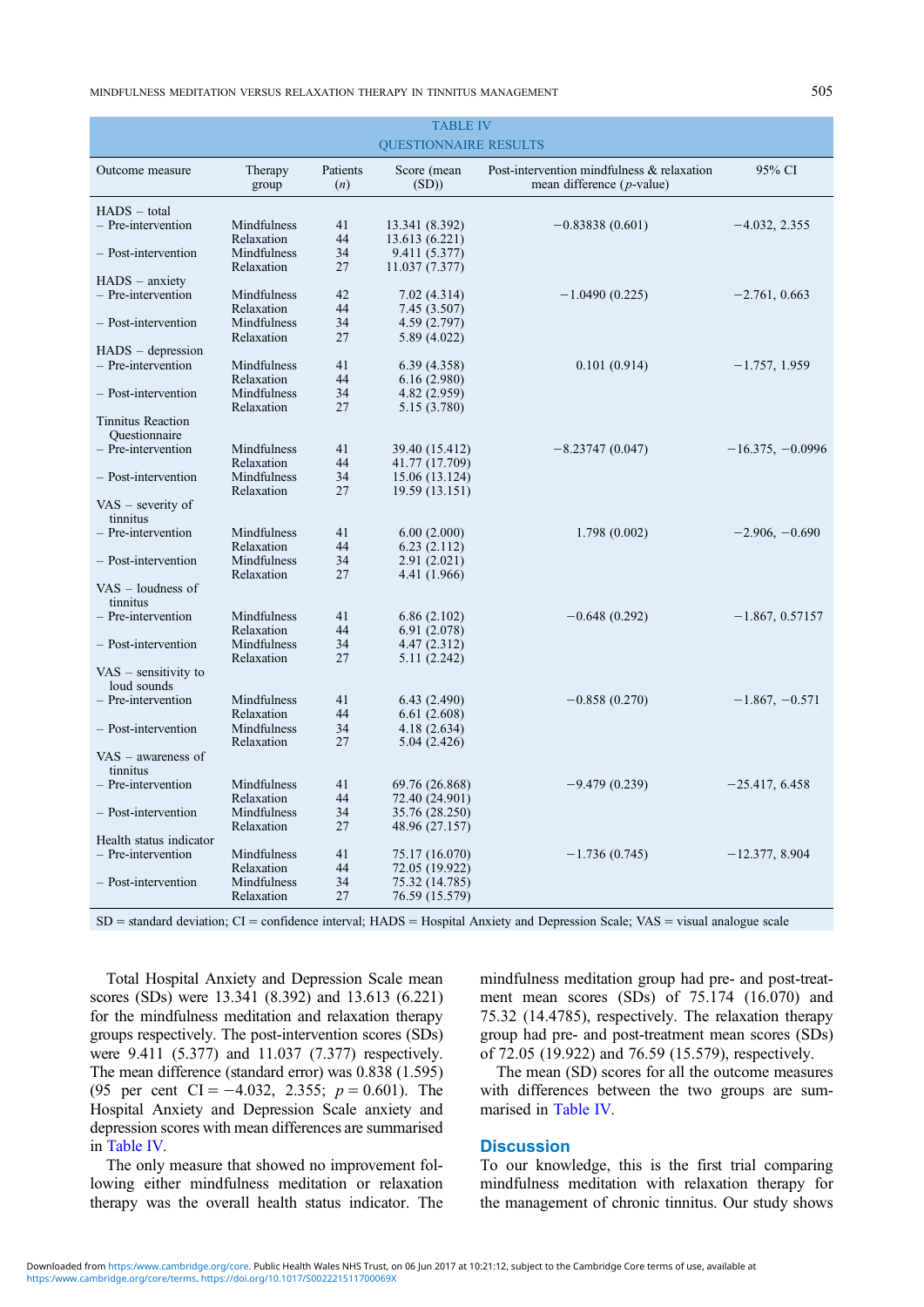TABLE IV

QUESTIONNAIRE RESULTS

| Outcome measure | Therapy group | Patients (n) | Score (mean (SD)) | Post-intervention mindfulness & relaxation mean difference (p-value) | 95% CI |
|---|---|---|---|---|---|
| HADS – total | | | | | |
| – Pre-intervention | Mindfulness | 41 | 13.341 (8.392) | −0.83838 (0.601) | −4.032, 2.355 |
| | Relaxation | 44 | 13.613 (6.221) | | |
| – Post-intervention | Mindfulness | 34 | 9.411 (5.377) | | |
| | Relaxation | 27 | 11.037 (7.377) | | |
| HADS – anxiety | | | | | |
| – Pre-intervention | Mindfulness | 42 | 7.02 (4.314) | −1.0490 (0.225) | −2.761, 0.663 |
| | Relaxation | 44 | 7.45 (3.507) | | |
| – Post-intervention | Mindfulness | 34 | 4.59 (2.797) | | |
| | Relaxation | 27 | 5.89 (4.022) | | |
| HADS – depression | | | | | |
| – Pre-intervention | Mindfulness | 41 | 6.39 (4.358) | 0.101 (0.914) | −1.757, 1.959 |
| | Relaxation | 44 | 6.16 (2.980) | | |
| – Post-intervention | Mindfulness | 34 | 4.82 (2.959) | | |
| | Relaxation | 27 | 5.15 (3.780) | | |
| Tinnitus Reaction Questionnaire | | | | | |
| – Pre-intervention | Mindfulness | 41 | 39.40 (15.412) | −8.23747 (0.047) | −16.375, −0.0996 |
| | Relaxation | 44 | 41.77 (17.709) | | |
| – Post-intervention | Mindfulness | 34 | 15.06 (13.124) | | |
| | Relaxation | 27 | 19.59 (13.151) | | |
| VAS – severity of tinnitus | | | | | |
| – Pre-intervention | Mindfulness | 41 | 6.00 (2.000) | 1.798 (0.002) | −2.906, −0.690 |
| | Relaxation | 44 | 6.23 (2.112) | | |
| – Post-intervention | Mindfulness | 34 | 2.91 (2.021) | | |
| | Relaxation | 27 | 4.41 (1.966) | | |
| VAS – loudness of tinnitus | | | | | |
| – Pre-intervention | Mindfulness | 41 | 6.86 (2.102) | −0.648 (0.292) | −1.867, 0.57157 |
| | Relaxation | 44 | 6.91 (2.078) | | |
| – Post-intervention | Mindfulness | 34 | 4.47 (2.312) | | |
| | Relaxation | 27 | 5.11 (2.242) | | |
| VAS – sensitivity to loud sounds | | | | | |
| – Pre-intervention | Mindfulness | 41 | 6.43 (2.490) | −0.858 (0.270) | −1.867, −0.571 |
| | Relaxation | 44 | 6.61 (2.608) | | |
| – Post-intervention | Mindfulness | 34 | 4.18 (2.634) | | |
| | Relaxation | 27 | 5.04 (2.426) | | |
| VAS – awareness of tinnitus | | | | | |
| – Pre-intervention | Mindfulness | 41 | 69.76 (26.868) | −9.479 (0.239) | −25.417, 6.458 |
| | Relaxation | 44 | 72.40 (24.901) | | |
| – Post-intervention | Mindfulness | 34 | 35.76 (28.250) | | |
| | Relaxation | 27 | 48.96 (27.157) | | |
| Health status indicator | | | | | |
| – Pre-intervention | Mindfulness | 41 | 75.17 (16.070) | −1.736 (0.745) | −12.377, 8.904 |
| | Relaxation | 44 | 72.05 (19.922) | | |
| – Post-intervention | Mindfulness | 34 | 75.32 (14.785) | | |
| | Relaxation | 27 | 76.59 (15.579) | | |

SD = standard deviation; CI = confidence interval; HADS = Hospital Anxiety and Depression Scale; VAS = visual analogue scale

Total Hospital Anxiety and Depression Scale mean scores (SDs) were 13.341 (8.392) and 13.613 (6.221) for the mindfulness meditation and relaxation therapy groups respectively. The post-intervention scores (SDs) were 9.411 (5.377) and 11.037 (7.377) respectively. The mean difference (standard error) was 0.838 (1.595) (95 per cent CI = −4.032, 2.355; $p = 0.601$). The Hospital Anxiety and Depression Scale anxiety and depression scores with mean differences are summarised in Table IV.

The only measure that showed no improvement following either mindfulness meditation or relaxation therapy was the overall health status indicator. The mindfulness meditation group had pre- and post-treatment mean scores (SDs) of 75.174 (16.070) and 75.32 (14.4785), respectively. The relaxation therapy group had pre- and post-treatment mean scores (SDs) of 72.05 (19.922) and 76.59 (15.579), respectively.

The mean (SD) scores for all the outcome measures with differences between the two groups are summarised in Table IV.

## Discussion

To our knowledge, this is the first trial comparing mindfulness meditation with relaxation therapy for the management of chronic tinnitus. Our study shows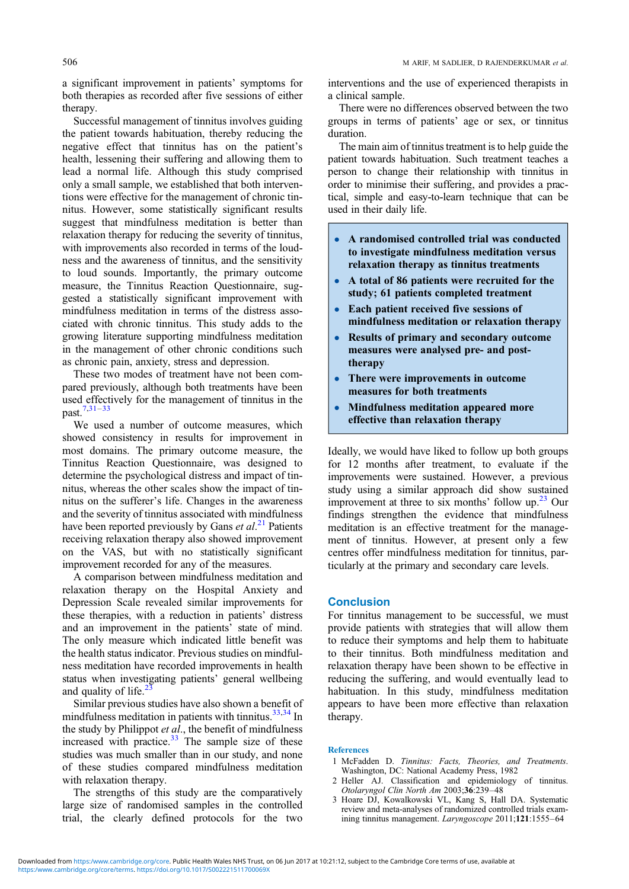a significant improvement in patients' symptoms for both therapies as recorded after five sessions of either therapy.

Successful management of tinnitus involves guiding the patient towards habituation, thereby reducing the negative effect that tinnitus has on the patient's health, lessening their suffering and allowing them to lead a normal life. Although this study comprised only a small sample, we established that both interventions were effective for the management of chronic tinnitus. However, some statistically significant results suggest that mindfulness meditation is better than relaxation therapy for reducing the severity of tinnitus, with improvements also recorded in terms of the loudness and the awareness of tinnitus, and the sensitivity to loud sounds. Importantly, the primary outcome measure, the Tinnitus Reaction Questionnaire, suggested a statistically significant improvement with mindfulness meditation in terms of the distress associated with chronic tinnitus. This study adds to the growing literature supporting mindfulness meditation in the management of other chronic conditions such as chronic pain, anxiety, stress and depression.

These two modes of treatment have not been compared previously, although both treatments have been used effectively for the management of tinnitus in the past.[7,31–33]

We used a number of outcome measures, which showed consistency in results for improvement in most domains. The primary outcome measure, the Tinnitus Reaction Questionnaire, was designed to determine the psychological distress and impact of tinnitus, whereas the other scales show the impact of tinnitus on the sufferer's life. Changes in the awareness and the severity of tinnitus associated with mindfulness have been reported previously by Gans *et al*.[21] Patients receiving relaxation therapy also showed improvement on the VAS, but with no statistically significant improvement recorded for any of the measures.

A comparison between mindfulness meditation and relaxation therapy on the Hospital Anxiety and Depression Scale revealed similar improvements for these therapies, with a reduction in patients' distress and an improvement in the patients' state of mind. The only measure which indicated little benefit was the health status indicator. Previous studies on mindfulness meditation have recorded improvements in health status when investigating patients' general wellbeing and quality of life.[23]

Similar previous studies have also shown a benefit of mindfulness meditation in patients with tinnitus.[33,34] In the study by Philippot *et al*., the benefit of mindfulness increased with practice.[33] The sample size of these studies was much smaller than in our study, and none of these studies compared mindfulness meditation with relaxation therapy.

The strengths of this study are the comparatively large size of randomised samples in the controlled trial, the clearly defined protocols for the two interventions and the use of experienced therapists in a clinical sample.

There were no differences observed between the two groups in terms of patients' age or sex, or tinnitus duration.

The main aim of tinnitus treatment is to help guide the patient towards habituation. Such treatment teaches a person to change their relationship with tinnitus in order to minimise their suffering, and provides a practical, simple and easy-to-learn technique that can be used in their daily life.

- **A randomised controlled trial was conducted to investigate mindfulness meditation versus relaxation therapy as tinnitus treatments**
- **A total of 86 patients were recruited for the study; 61 patients completed treatment**
- **Each patient received five sessions of mindfulness meditation or relaxation therapy**
- **Results of primary and secondary outcome measures were analysed pre- and post-therapy**
- **There were improvements in outcome measures for both treatments**
- **Mindfulness meditation appeared more effective than relaxation therapy**

Ideally, we would have liked to follow up both groups for 12 months after treatment, to evaluate if the improvements were sustained. However, a previous study using a similar approach did show sustained improvement at three to six months' follow up.[23] Our findings strengthen the evidence that mindfulness meditation is an effective treatment for the management of tinnitus. However, at present only a few centres offer mindfulness meditation for tinnitus, particularly at the primary and secondary care levels.

## Conclusion

For tinnitus management to be successful, we must provide patients with strategies that will allow them to reduce their symptoms and help them to habituate to their tinnitus. Both mindfulness meditation and relaxation therapy have been shown to be effective in reducing the suffering, and would eventually lead to habituation. In this study, mindfulness meditation appears to have been more effective than relaxation therapy.

### References

1 McFadden D. *Tinnitus: Facts, Theories, and Treatments*. Washington, DC: National Academy Press, 1982
2 Heller AJ. Classification and epidemiology of tinnitus. *Otolaryngol Clin North Am* 2003;**36**:239–48
3 Hoare DJ, Kowalkowski VL, Kang S, Hall DA. Systematic review and meta-analyses of randomized controlled trials examining tinnitus management. *Laryngoscope* 2011;**121**:1555–64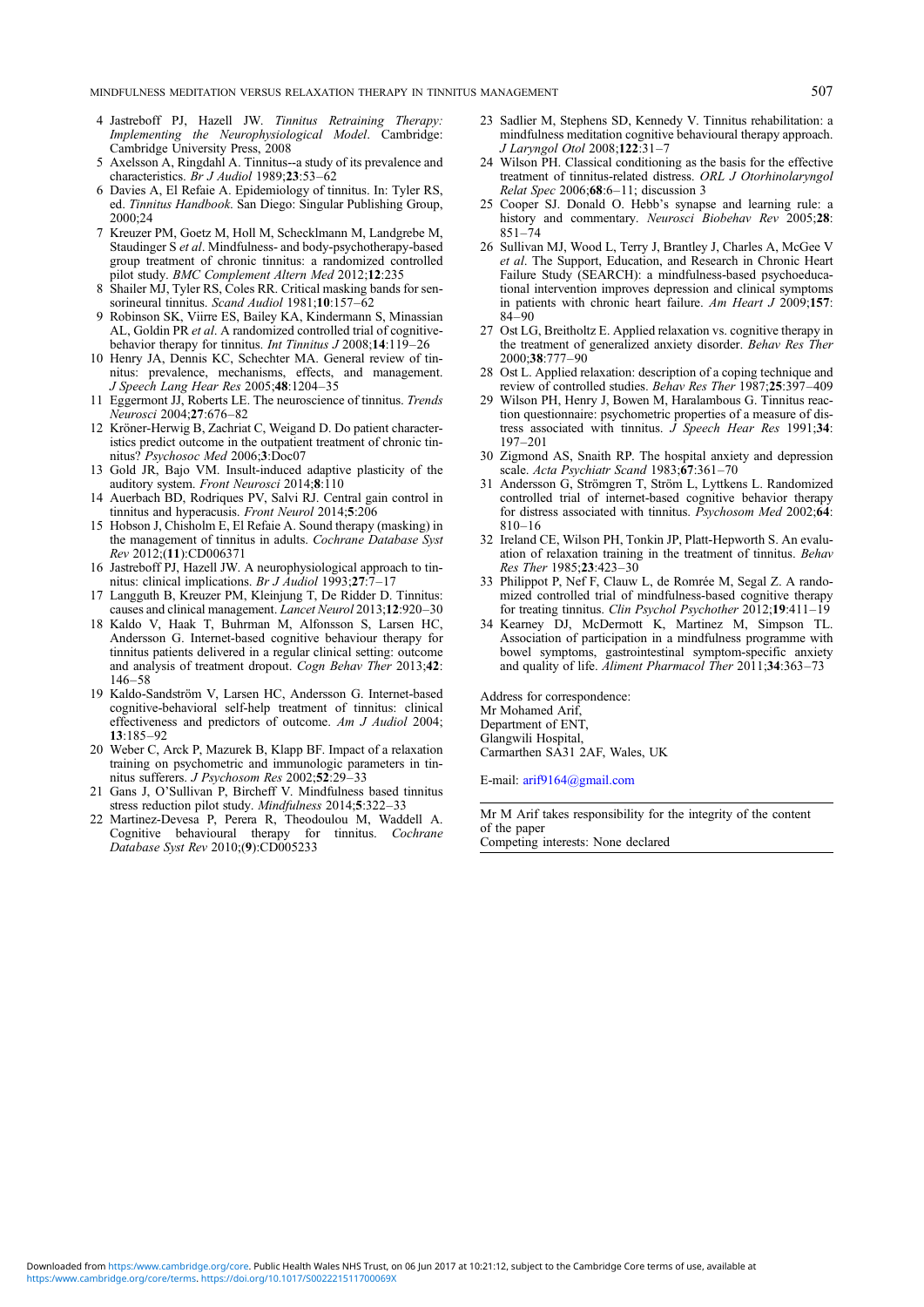4 Jastreboff PJ, Hazell JW. *Tinnitus Retraining Therapy: Implementing the Neurophysiological Model*. Cambridge: Cambridge University Press, 2008

5 Axelsson A, Ringdahl A. Tinnitus--a study of its prevalence and characteristics. *Br J Audiol* 1989;**23**:53–62

6 Davies A, El Refaie A. Epidemiology of tinnitus. In: Tyler RS, ed. *Tinnitus Handbook*. San Diego: Singular Publishing Group, 2000;24

7 Kreuzer PM, Goetz M, Holl M, Schecklmann M, Landgrebe M, Staudinger S *et al*. Mindfulness- and body-psychotherapy-based group treatment of chronic tinnitus: a randomized controlled pilot study. *BMC Complement Altern Med* 2012;**12**:235

8 Shailer MJ, Tyler RS, Coles RR. Critical masking bands for sensorineural tinnitus. *Scand Audiol* 1981;**10**:157–62

9 Robinson SK, Viirre ES, Bailey KA, Kindermann S, Minassian AL, Goldin PR *et al*. A randomized controlled trial of cognitive-behavior therapy for tinnitus. *Int Tinnitus J* 2008;**14**:119–26

10 Henry JA, Dennis KC, Schechter MA. General review of tinnitus: prevalence, mechanisms, effects, and management. *J Speech Lang Hear Res* 2005;**48**:1204–35

11 Eggermont JJ, Roberts LE. The neuroscience of tinnitus. *Trends Neurosci* 2004;**27**:676–82

12 Kröner-Herwig B, Zachriat C, Weigand D. Do patient characteristics predict outcome in the outpatient treatment of chronic tinnitus? *Psychosoc Med* 2006;**3**:Doc07

13 Gold JR, Bajo VM. Insult-induced adaptive plasticity of the auditory system. *Front Neurosci* 2014;**8**:110

14 Auerbach BD, Rodriques PV, Salvi RJ. Central gain control in tinnitus and hyperacusis. *Front Neurol* 2014;**5**:206

15 Hobson J, Chisholm E, El Refaie A. Sound therapy (masking) in the management of tinnitus in adults. *Cochrane Database Syst Rev* 2012;(**11**):CD006371

16 Jastreboff PJ, Hazell JW. A neurophysiological approach to tinnitus: clinical implications. *Br J Audiol* 1993;**27**:7–17

17 Langguth B, Kreuzer PM, Kleinjung T, De Ridder D. Tinnitus: causes and clinical management. *Lancet Neurol* 2013;**12**:920–30

18 Kaldo V, Haak T, Buhrman M, Alfonsson S, Larsen HC, Andersson G. Internet-based cognitive behaviour therapy for tinnitus patients delivered in a regular clinical setting: outcome and analysis of treatment dropout. *Cogn Behav Ther* 2013;**42**:146–58

19 Kaldo-Sandström V, Larsen HC, Andersson G. Internet-based cognitive-behavioral self-help treatment of tinnitus: clinical effectiveness and predictors of outcome. *Am J Audiol* 2004;**13**:185–92

20 Weber C, Arck P, Mazurek B, Klapp BF. Impact of a relaxation training on psychometric and immunologic parameters in tinnitus sufferers. *J Psychosom Res* 2002;**52**:29–33

21 Gans J, O'Sullivan P, Bircheff V. Mindfulness based tinnitus stress reduction pilot study. *Mindfulness* 2014;**5**:322–33

22 Martinez-Devesa P, Perera R, Theodoulou M, Waddell A. Cognitive behavioural therapy for tinnitus. *Cochrane Database Syst Rev* 2010;(**9**):CD005233

23 Sadlier M, Stephens SD, Kennedy V. Tinnitus rehabilitation: a mindfulness meditation cognitive behavioural therapy approach. *J Laryngol Otol* 2008;**122**:31–7

24 Wilson PH. Classical conditioning as the basis for the effective treatment of tinnitus-related distress. *ORL J Otorhinolaryngol Relat Spec* 2006;**68**:6–11; discussion 3

25 Cooper SJ. Donald O. Hebb's synapse and learning rule: a history and commentary. *Neurosci Biobehav Rev* 2005;**28**:851–74

26 Sullivan MJ, Wood L, Terry J, Brantley J, Charles A, McGee V *et al*. The Support, Education, and Research in Chronic Heart Failure Study (SEARCH): a mindfulness-based psychoeducational intervention improves depression and clinical symptoms in patients with chronic heart failure. *Am Heart J* 2009;**157**:84–90

27 Ost LG, Breitholtz E. Applied relaxation vs. cognitive therapy in the treatment of generalized anxiety disorder. *Behav Res Ther* 2000;**38**:777–90

28 Ost L. Applied relaxation: description of a coping technique and review of controlled studies. *Behav Res Ther* 1987;**25**:397–409

29 Wilson PH, Henry J, Bowen M, Haralambous G. Tinnitus reaction questionnaire: psychometric properties of a measure of distress associated with tinnitus. *J Speech Hear Res* 1991;**34**:197–201

30 Zigmond AS, Snaith RP. The hospital anxiety and depression scale. *Acta Psychiatr Scand* 1983;**67**:361–70

31 Andersson G, Strömgren T, Ström L, Lyttkens L. Randomized controlled trial of internet-based cognitive behavior therapy for distress associated with tinnitus. *Psychosom Med* 2002;**64**:810–16

32 Ireland CE, Wilson PH, Tonkin JP, Platt-Hepworth S. An evaluation of relaxation training in the treatment of tinnitus. *Behav Res Ther* 1985;**23**:423–30

33 Philippot P, Nef F, Clauw L, de Romrée M, Segal Z. A randomized controlled trial of mindfulness-based cognitive therapy for treating tinnitus. *Clin Psychol Psychother* 2012;**19**:411–19

34 Kearney DJ, McDermott K, Martinez M, Simpson TL. Association of participation in a mindfulness programme with bowel symptoms, gastrointestinal symptom-specific anxiety and quality of life. *Aliment Pharmacol Ther* 2011;**34**:363–73

Address for correspondence:
Mr Mohamed Arif,
Department of ENT,
Glangwili Hospital,
Carmarthen SA31 2AF, Wales, UK

E-mail: arif9164@gmail.com

Mr M Arif takes responsibility for the integrity of the content of the paper
Competing interests: None declared